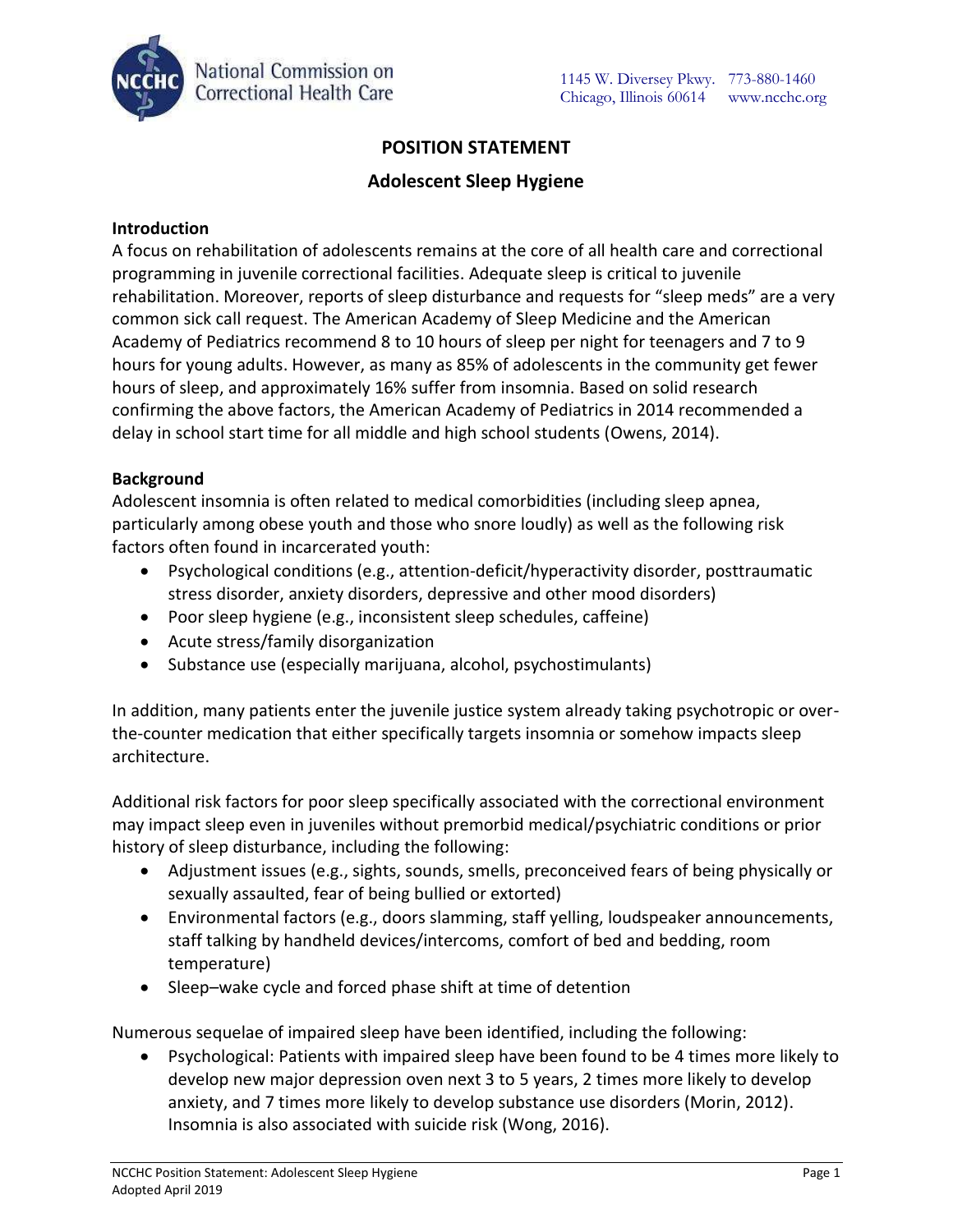National Commission on Correctional Health Care

1145 W. Diversey Pkwy. Chicago, Illinois 60614 773-880-1460 www.ncchc.org

# POSITION STATEMENT

## Adolescent Sleep Hygiene

### Introduction

A focus on rehabilitation of adolescents remains at the core of all health care and correctional programming in juvenile correctional facilities. Adequate sleep is critical to juvenile rehabilitation. Moreover, reports of sleep disturbance and requests for "sleep meds" are a very common sick call request. The American Academy of Sleep Medicine and the American Academy of Pediatrics recommend 8 to 10 hours of sleep per night for teenagers and 7 to 9 hours for young adults. However, as many as 85% of adolescents in the community get fewer hours of sleep, and approximately 16% suffer from insomnia. Based on solid research confirming the above factors, the American Academy of Pediatrics in 2014 recommended a delay in school start time for all middle and high school students (Owens, 2014).

### Background

Adolescent insomnia is often related to medical comorbidities (including sleep apnea, particularly among obese youth and those who snore loudly) as well as the following risk factors often found in incarcerated youth:

- Psychological conditions (e.g., attention-deficit/hyperactivity disorder, posttraumatic stress disorder, anxiety disorders, depressive and other mood disorders)
- Poor sleep hygiene (e.g., inconsistent sleep schedules, caffeine)
- Acute stress/family disorganization
- Substance use (especially marijuana, alcohol, psychostimulants)

In addition, many patients enter the juvenile justice system already taking psychotropic or over-the-counter medication that either specifically targets insomnia or somehow impacts sleep architecture.

Additional risk factors for poor sleep specifically associated with the correctional environment may impact sleep even in juveniles without premorbid medical/psychiatric conditions or prior history of sleep disturbance, including the following:

- Adjustment issues (e.g., sights, sounds, smells, preconceived fears of being physically or sexually assaulted, fear of being bullied or extorted)
- Environmental factors (e.g., doors slamming, staff yelling, loudspeaker announcements, staff talking by handheld devices/intercoms, comfort of bed and bedding, room temperature)
- Sleep–wake cycle and forced phase shift at time of detention

Numerous sequelae of impaired sleep have been identified, including the following:

- Psychological: Patients with impaired sleep have been found to be 4 times more likely to develop new major depression oven next 3 to 5 years, 2 times more likely to develop anxiety, and 7 times more likely to develop substance use disorders (Morin, 2012). Insomnia is also associated with suicide risk (Wong, 2016).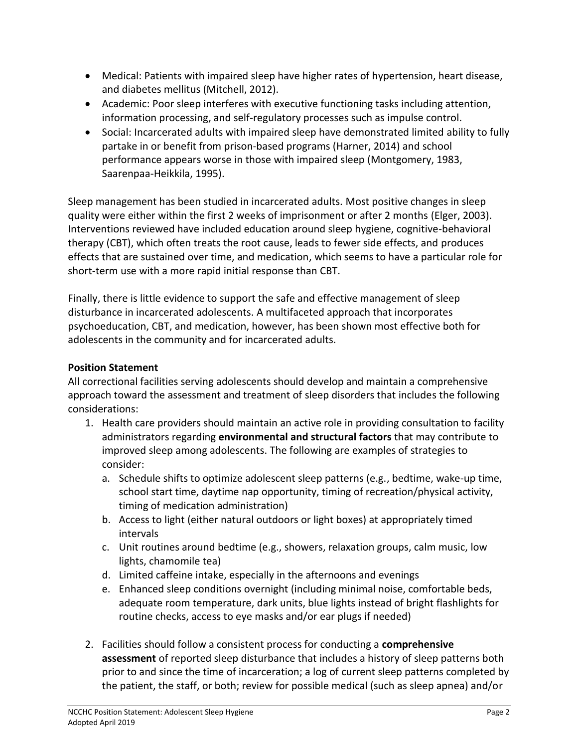- Medical: Patients with impaired sleep have higher rates of hypertension, heart disease, and diabetes mellitus (Mitchell, 2012).
- Academic: Poor sleep interferes with executive functioning tasks including attention, information processing, and self-regulatory processes such as impulse control.
- Social: Incarcerated adults with impaired sleep have demonstrated limited ability to fully partake in or benefit from prison-based programs (Harner, 2014) and school performance appears worse in those with impaired sleep (Montgomery, 1983, Saarenpaa-Heikkila, 1995).

Sleep management has been studied in incarcerated adults. Most positive changes in sleep quality were either within the first 2 weeks of imprisonment or after 2 months (Elger, 2003). Interventions reviewed have included education around sleep hygiene, cognitive-behavioral therapy (CBT), which often treats the root cause, leads to fewer side effects, and produces effects that are sustained over time, and medication, which seems to have a particular role for short-term use with a more rapid initial response than CBT.

Finally, there is little evidence to support the safe and effective management of sleep disturbance in incarcerated adolescents. A multifaceted approach that incorporates psychoeducation, CBT, and medication, however, has been shown most effective both for adolescents in the community and for incarcerated adults.

**Position Statement**

All correctional facilities serving adolescents should develop and maintain a comprehensive approach toward the assessment and treatment of sleep disorders that includes the following considerations:

1. Health care providers should maintain an active role in providing consultation to facility administrators regarding **environmental and structural factors** that may contribute to improved sleep among adolescents. The following are examples of strategies to consider:
   a. Schedule shifts to optimize adolescent sleep patterns (e.g., bedtime, wake-up time, school start time, daytime nap opportunity, timing of recreation/physical activity, timing of medication administration)
   b. Access to light (either natural outdoors or light boxes) at appropriately timed intervals
   c. Unit routines around bedtime (e.g., showers, relaxation groups, calm music, low lights, chamomile tea)
   d. Limited caffeine intake, especially in the afternoons and evenings
   e. Enhanced sleep conditions overnight (including minimal noise, comfortable beds, adequate room temperature, dark units, blue lights instead of bright flashlights for routine checks, access to eye masks and/or ear plugs if needed)

2. Facilities should follow a consistent process for conducting a **comprehensive assessment** of reported sleep disturbance that includes a history of sleep patterns both prior to and since the time of incarceration; a log of current sleep patterns completed by the patient, the staff, or both; review for possible medical (such as sleep apnea) and/or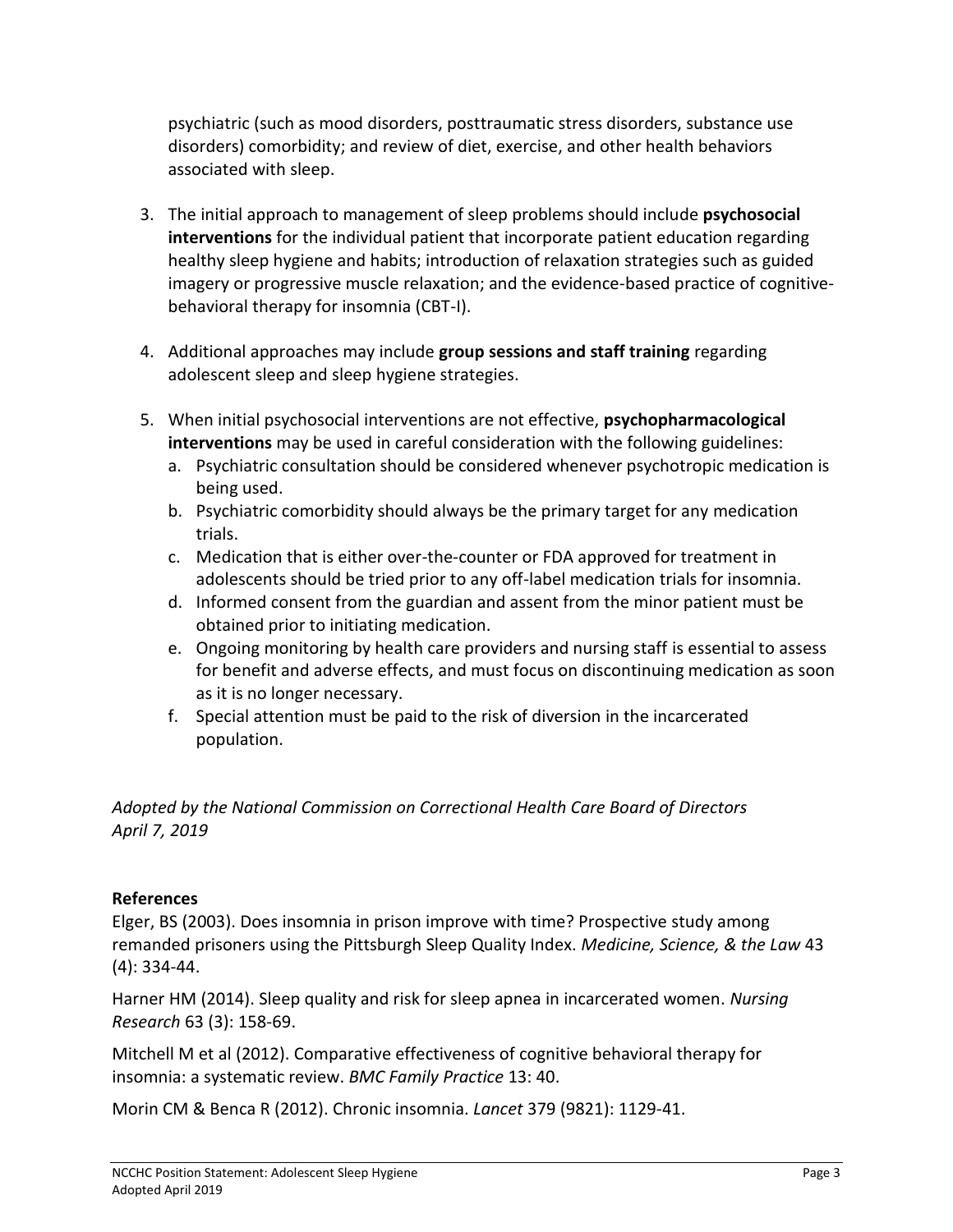psychiatric (such as mood disorders, posttraumatic stress disorders, substance use disorders) comorbidity; and review of diet, exercise, and other health behaviors associated with sleep.

3. The initial approach to management of sleep problems should include **psychosocial interventions** for the individual patient that incorporate patient education regarding healthy sleep hygiene and habits; introduction of relaxation strategies such as guided imagery or progressive muscle relaxation; and the evidence-based practice of cognitive-behavioral therapy for insomnia (CBT-I).

4. Additional approaches may include **group sessions and staff training** regarding adolescent sleep and sleep hygiene strategies.

5. When initial psychosocial interventions are not effective, **psychopharmacological interventions** may be used in careful consideration with the following guidelines:
   a. Psychiatric consultation should be considered whenever psychotropic medication is being used.
   b. Psychiatric comorbidity should always be the primary target for any medication trials.
   c. Medication that is either over-the-counter or FDA approved for treatment in adolescents should be tried prior to any off-label medication trials for insomnia.
   d. Informed consent from the guardian and assent from the minor patient must be obtained prior to initiating medication.
   e. Ongoing monitoring by health care providers and nursing staff is essential to assess for benefit and adverse effects, and must focus on discontinuing medication as soon as it is no longer necessary.
   f. Special attention must be paid to the risk of diversion in the incarcerated population.

*Adopted by the National Commission on Correctional Health Care Board of Directors*
*April 7, 2019*

**References**

Elger, BS (2003). Does insomnia in prison improve with time? Prospective study among remanded prisoners using the Pittsburgh Sleep Quality Index. *Medicine, Science, & the Law* 43 (4): 334-44.

Harner HM (2014). Sleep quality and risk for sleep apnea in incarcerated women. *Nursing Research* 63 (3): 158-69.

Mitchell M et al (2012). Comparative effectiveness of cognitive behavioral therapy for insomnia: a systematic review. *BMC Family Practice* 13: 40.

Morin CM & Benca R (2012). Chronic insomnia. *Lancet* 379 (9821): 1129-41.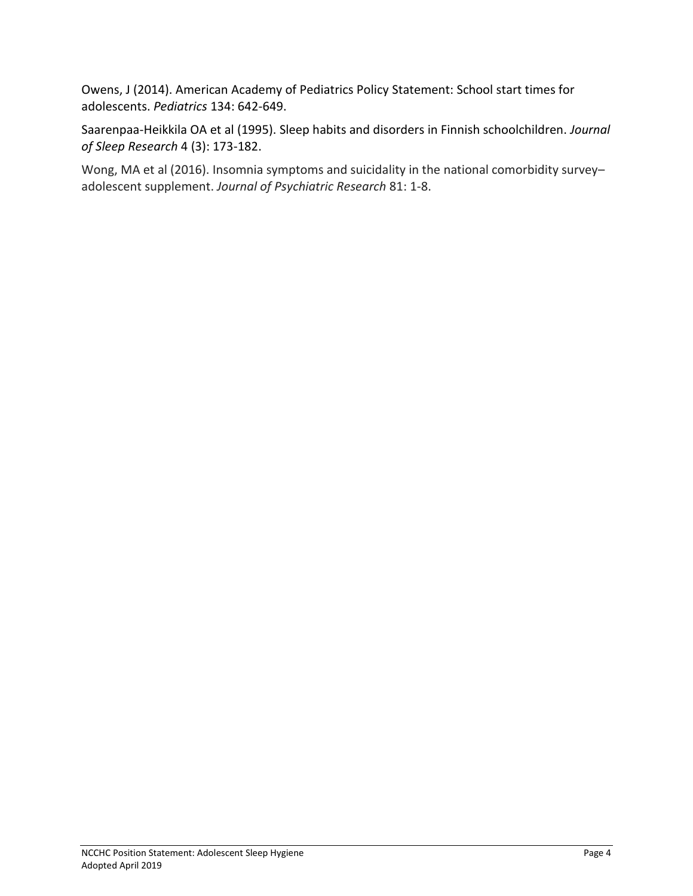Owens, J (2014). American Academy of Pediatrics Policy Statement: School start times for adolescents. *Pediatrics* 134: 642-649.

Saarenpaa-Heikkila OA et al (1995). Sleep habits and disorders in Finnish schoolchildren. *Journal of Sleep Research* 4 (3): 173-182.

Wong, MA et al (2016). Insomnia symptoms and suicidality in the national comorbidity survey–adolescent supplement. *Journal of Psychiatric Research* 81: 1-8.